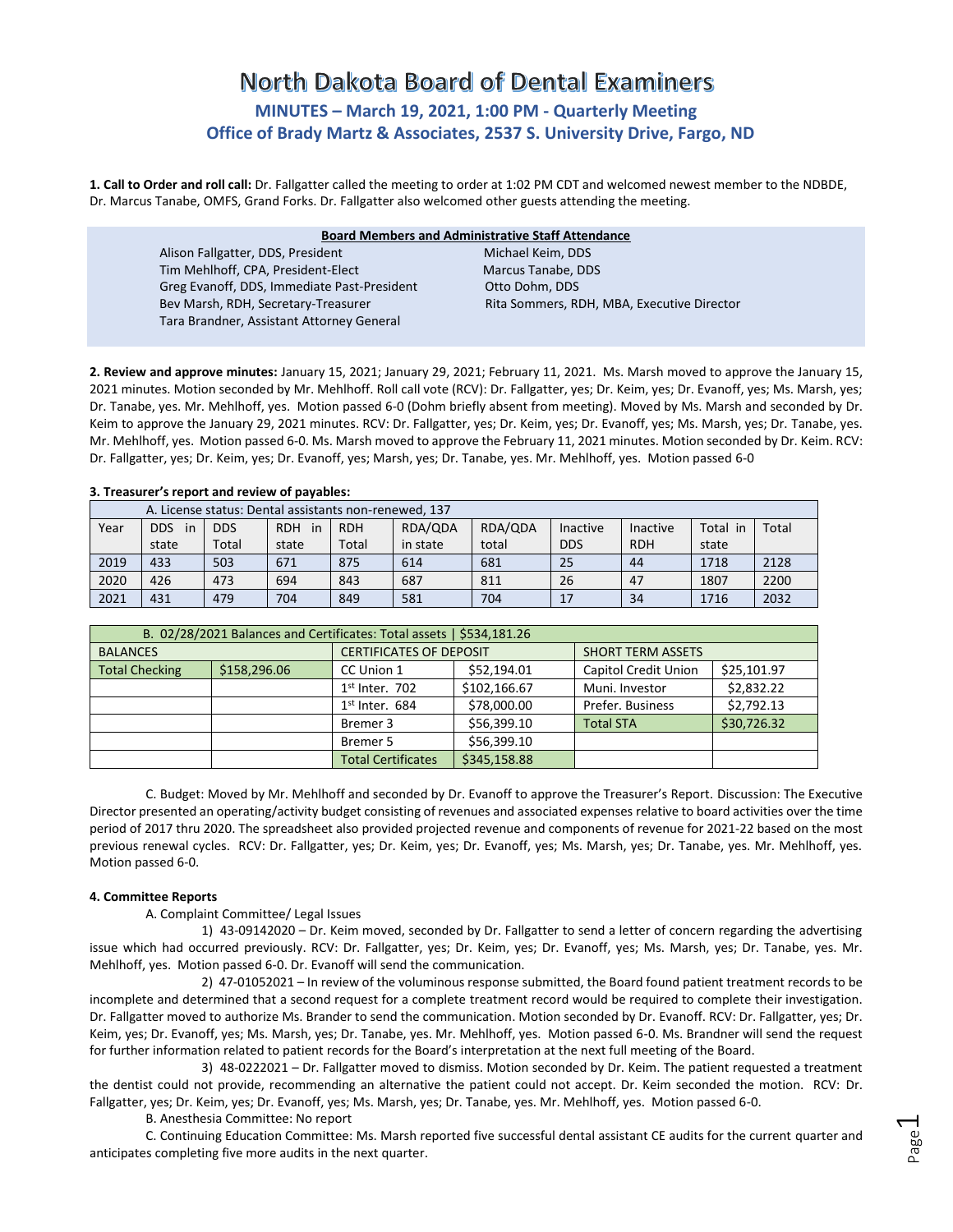# North Dakota Board of Dental Examiners

## MINUTES – March 19, 2021, 1:00 PM - Quarterly Meeting
## Office of Brady Martz & Associates, 2537 S. University Drive, Fargo, ND

**1. Call to Order and roll call:** Dr. Fallgatter called the meeting to order at 1:02 PM CDT and welcomed newest member to the NDBDE, Dr. Marcus Tanabe, OMFS, Grand Forks. Dr. Fallgatter also welcomed other guests attending the meeting.

**Board Members and Administrative Staff Attendance**

| | |
|---|---|
| Alison Fallgatter, DDS, President | Michael Keim, DDS |
| Tim Mehlhoff, CPA, President-Elect | Marcus Tanabe, DDS |
| Greg Evanoff, DDS, Immediate Past-President | Otto Dohm, DDS |
| Bev Marsh, RDH, Secretary-Treasurer | Rita Sommers, RDH, MBA, Executive Director |
| Tara Brandner, Assistant Attorney General | |

**2. Review and approve minutes:** January 15, 2021; January 29, 2021; February 11, 2021. Ms. Marsh moved to approve the January 15, 2021 minutes. Motion seconded by Mr. Mehlhoff. Roll call vote (RCV): Dr. Fallgatter, yes; Dr. Keim, yes; Dr. Evanoff, yes; Ms. Marsh, yes; Dr. Tanabe, yes. Mr. Mehlhoff, yes. Motion passed 6-0 (Dohm briefly absent from meeting). Moved by Ms. Marsh and seconded by Dr. Keim to approve the January 29, 2021 minutes. RCV: Dr. Fallgatter, yes; Dr. Keim, yes; Dr. Evanoff, yes; Ms. Marsh, yes; Dr. Tanabe, yes. Mr. Mehlhoff, yes. Motion passed 6-0. Ms. Marsh moved to approve the February 11, 2021 minutes. Motion seconded by Dr. Keim. RCV: Dr. Fallgatter, yes; Dr. Keim, yes; Dr. Evanoff, yes; Marsh, yes; Dr. Tanabe, yes. Mr. Mehlhoff, yes. Motion passed 6-0

**3. Treasurer's report and review of payables:**

| A. License status: Dental assistants non-renewed, 137 | | | | | | | | | | |
|---|---|---|---|---|---|---|---|---|---|---|
| Year | DDS in state | DDS Total | RDH in state | RDH Total | RDA/QDA in state | RDA/QDA total | Inactive DDS | Inactive RDH | Total in state | Total |
| 2019 | 433 | 503 | 671 | 875 | 614 | 681 | 25 | 44 | 1718 | 2128 |
| 2020 | 426 | 473 | 694 | 843 | 687 | 811 | 26 | 47 | 1807 | 2200 |
| 2021 | 431 | 479 | 704 | 849 | 581 | 704 | 17 | 34 | 1716 | 2032 |

| B. 02/28/2021 Balances and Certificates: Total assets \| $534,181.26 | | | | | |
|---|---|---|---|---|---|
| BALANCES | | CERTIFICATES OF DEPOSIT | | SHORT TERM ASSETS | |
| Total Checking | $158,296.06 | CC Union 1 | $52,194.01 | Capitol Credit Union | $25,101.97 |
| | | 1st Inter. 702 | $102,166.67 | Muni. Investor | $2,832.22 |
| | | 1st Inter. 684 | $78,000.00 | Prefer. Business | $2,792.13 |
| | | Bremer 3 | $56,399.10 | Total STA | $30,726.32 |
| | | Bremer 5 | $56,399.10 | | |
| | | Total Certificates | $345,158.88 | | |

C. Budget: Moved by Mr. Mehlhoff and seconded by Dr. Evanoff to approve the Treasurer's Report. Discussion: The Executive Director presented an operating/activity budget consisting of revenues and associated expenses relative to board activities over the time period of 2017 thru 2020. The spreadsheet also provided projected revenue and components of revenue for 2021-22 based on the most previous renewal cycles. RCV: Dr. Fallgatter, yes; Dr. Keim, yes; Dr. Evanoff, yes; Ms. Marsh, yes; Dr. Tanabe, yes. Mr. Mehlhoff, yes. Motion passed 6-0.

**4. Committee Reports**

A. Complaint Committee/ Legal Issues

1) 43-09142020 – Dr. Keim moved, seconded by Dr. Fallgatter to send a letter of concern regarding the advertising issue which had occurred previously. RCV: Dr. Fallgatter, yes; Dr. Keim, yes; Dr. Evanoff, yes; Ms. Marsh, yes; Dr. Tanabe, yes. Mr. Mehlhoff, yes. Motion passed 6-0. Dr. Evanoff will send the communication.

2) 47-01052021 – In review of the voluminous response submitted, the Board found patient treatment records to be incomplete and determined that a second request for a complete treatment record would be required to complete their investigation. Dr. Fallgatter moved to authorize Ms. Brander to send the communication. Motion seconded by Dr. Evanoff. RCV: Dr. Fallgatter, yes; Dr. Keim, yes; Dr. Evanoff, yes; Ms. Marsh, yes; Dr. Tanabe, yes. Mr. Mehlhoff, yes. Motion passed 6-0. Ms. Brandner will send the request for further information related to patient records for the Board's interpretation at the next full meeting of the Board.

3) 48-0222021 – Dr. Fallgatter moved to dismiss. Motion seconded by Dr. Keim. The patient requested a treatment the dentist could not provide, recommending an alternative the patient could not accept. Dr. Keim seconded the motion. RCV: Dr. Fallgatter, yes; Dr. Keim, yes; Dr. Evanoff, yes; Ms. Marsh, yes; Dr. Tanabe, yes. Mr. Mehlhoff, yes. Motion passed 6-0.

B. Anesthesia Committee: No report

C. Continuing Education Committee: Ms. Marsh reported five successful dental assistant CE audits for the current quarter and anticipates completing five more audits in the next quarter.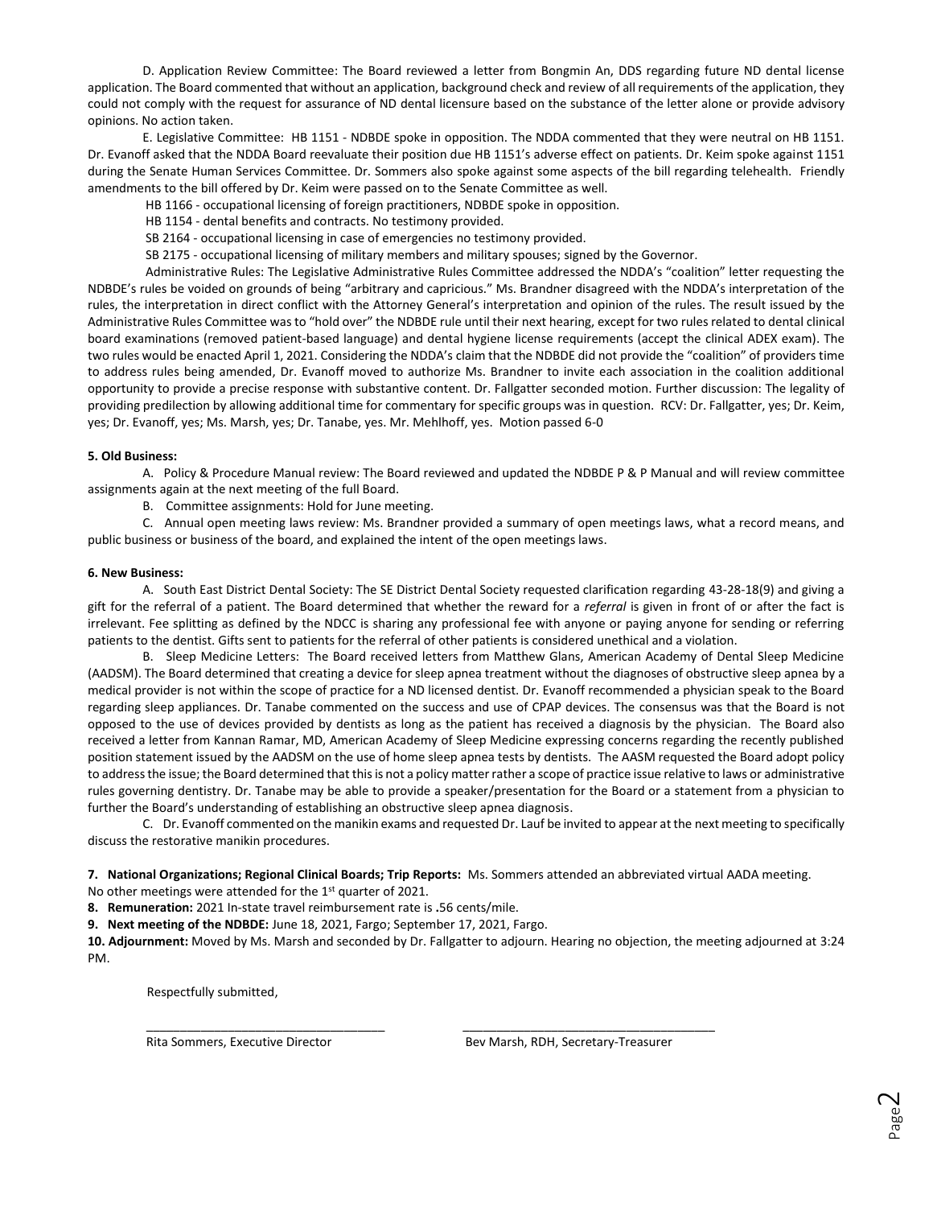D. Application Review Committee: The Board reviewed a letter from Bongmin An, DDS regarding future ND dental license application. The Board commented that without an application, background check and review of all requirements of the application, they could not comply with the request for assurance of ND dental licensure based on the substance of the letter alone or provide advisory opinions. No action taken.

E. Legislative Committee: HB 1151 - NDBDE spoke in opposition. The NDDA commented that they were neutral on HB 1151. Dr. Evanoff asked that the NDDA Board reevaluate their position due HB 1151's adverse effect on patients. Dr. Keim spoke against 1151 during the Senate Human Services Committee. Dr. Sommers also spoke against some aspects of the bill regarding telehealth. Friendly amendments to the bill offered by Dr. Keim were passed on to the Senate Committee as well.

HB 1166 - occupational licensing of foreign practitioners, NDBDE spoke in opposition.

HB 1154 - dental benefits and contracts. No testimony provided.

SB 2164 - occupational licensing in case of emergencies no testimony provided.

SB 2175 - occupational licensing of military members and military spouses; signed by the Governor.

Administrative Rules: The Legislative Administrative Rules Committee addressed the NDDA's "coalition" letter requesting the NDBDE's rules be voided on grounds of being "arbitrary and capricious." Ms. Brandner disagreed with the NDDA's interpretation of the rules, the interpretation in direct conflict with the Attorney General's interpretation and opinion of the rules. The result issued by the Administrative Rules Committee was to "hold over" the NDBDE rule until their next hearing, except for two rules related to dental clinical board examinations (removed patient-based language) and dental hygiene license requirements (accept the clinical ADEX exam). The two rules would be enacted April 1, 2021. Considering the NDDA's claim that the NDBDE did not provide the "coalition" of providers time to address rules being amended, Dr. Evanoff moved to authorize Ms. Brandner to invite each association in the coalition additional opportunity to provide a precise response with substantive content. Dr. Fallgatter seconded motion. Further discussion: The legality of providing predilection by allowing additional time for commentary for specific groups was in question. RCV: Dr. Fallgatter, yes; Dr. Keim, yes; Dr. Evanoff, yes; Ms. Marsh, yes; Dr. Tanabe, yes. Mr. Mehlhoff, yes. Motion passed 6-0

**5. Old Business:**

A. Policy & Procedure Manual review: The Board reviewed and updated the NDBDE P & P Manual and will review committee assignments again at the next meeting of the full Board.

B. Committee assignments: Hold for June meeting.

C. Annual open meeting laws review: Ms. Brandner provided a summary of open meetings laws, what a record means, and public business or business of the board, and explained the intent of the open meetings laws.

**6. New Business:**

A. South East District Dental Society: The SE District Dental Society requested clarification regarding 43-28-18(9) and giving a gift for the referral of a patient. The Board determined that whether the reward for a *referral* is given in front of or after the fact is irrelevant. Fee splitting as defined by the NDCC is sharing any professional fee with anyone or paying anyone for sending or referring patients to the dentist. Gifts sent to patients for the referral of other patients is considered unethical and a violation.

B. Sleep Medicine Letters: The Board received letters from Matthew Glans, American Academy of Dental Sleep Medicine (AADSM). The Board determined that creating a device for sleep apnea treatment without the diagnoses of obstructive sleep apnea by a medical provider is not within the scope of practice for a ND licensed dentist. Dr. Evanoff recommended a physician speak to the Board regarding sleep appliances. Dr. Tanabe commented on the success and use of CPAP devices. The consensus was that the Board is not opposed to the use of devices provided by dentists as long as the patient has received a diagnosis by the physician. The Board also received a letter from Kannan Ramar, MD, American Academy of Sleep Medicine expressing concerns regarding the recently published position statement issued by the AADSM on the use of home sleep apnea tests by dentists. The AASM requested the Board adopt policy to address the issue; the Board determined that this is not a policy matter rather a scope of practice issue relative to laws or administrative rules governing dentistry. Dr. Tanabe may be able to provide a speaker/presentation for the Board or a statement from a physician to further the Board's understanding of establishing an obstructive sleep apnea diagnosis.

C. Dr. Evanoff commented on the manikin exams and requested Dr. Lauf be invited to appear at the next meeting to specifically discuss the restorative manikin procedures.

**7. National Organizations; Regional Clinical Boards; Trip Reports:** Ms. Sommers attended an abbreviated virtual AADA meeting. No other meetings were attended for the 1st quarter of 2021.

**8. Remuneration:** 2021 In-state travel reimbursement rate is **.**56 cents/mile.

**9. Next meeting of the NDBDE:** June 18, 2021, Fargo; September 17, 2021, Fargo.

**10. Adjournment:** Moved by Ms. Marsh and seconded by Dr. Fallgatter to adjourn. Hearing no objection, the meeting adjourned at 3:24 PM.

Respectfully submitted,

\_\_\_\_\_\_\_\_\_\_\_\_\_\_\_\_\_\_\_\_\_\_\_\_\_\_\_\_\_\_\_\_\_\_\_
Rita Sommers, Executive Director

\_\_\_\_\_\_\_\_\_\_\_\_\_\_\_\_\_\_\_\_\_\_\_\_\_\_\_\_\_\_\_\_\_\_\_
Bev Marsh, RDH, Secretary-Treasurer